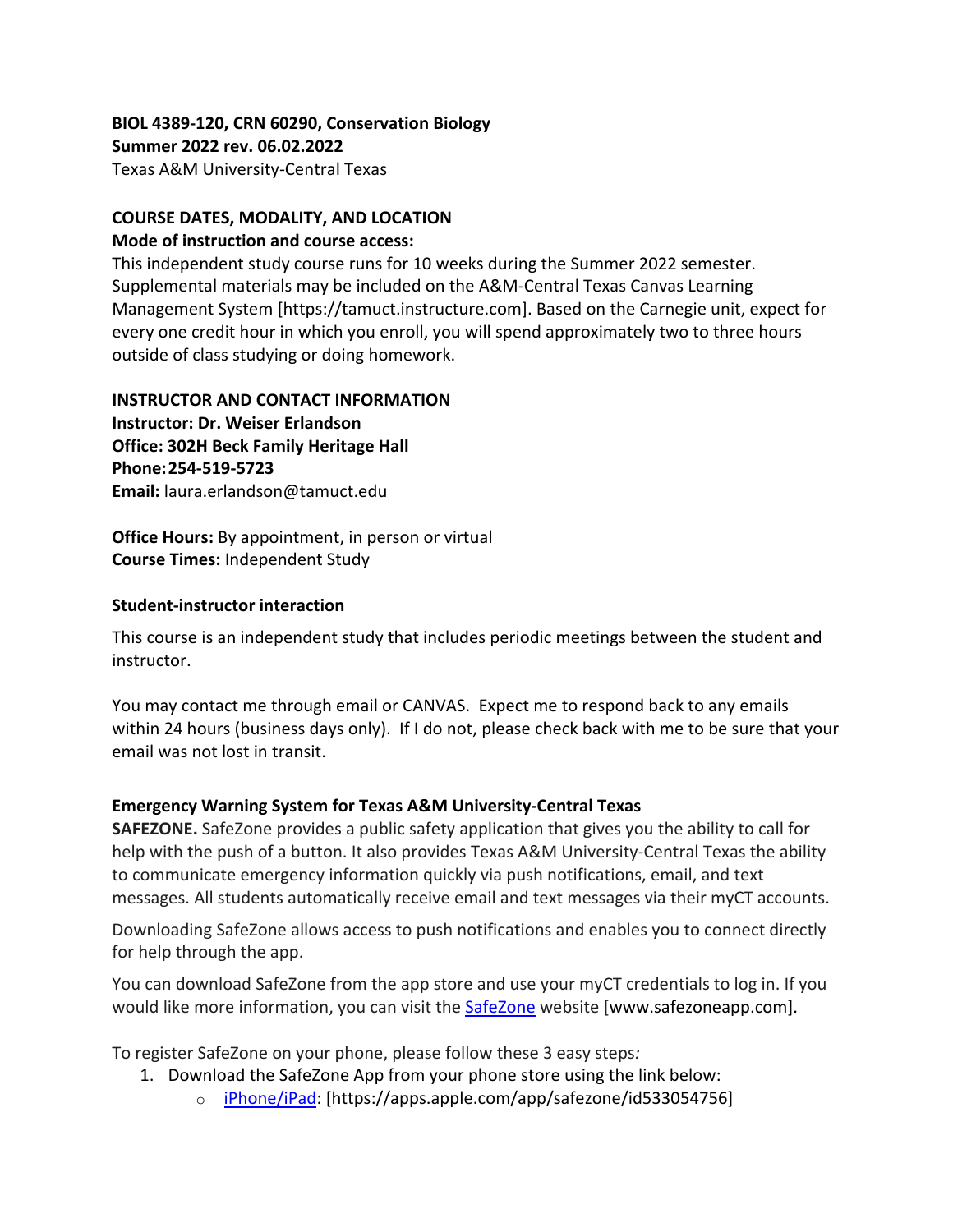**BIOL 4389-120, CRN 60290, Conservation Biology**
**Summer 2022 rev. 06.02.2022**
Texas A&M University-Central Texas

## COURSE DATES, MODALITY, AND LOCATION

**Mode of instruction and course access:**
This independent study course runs for 10 weeks during the Summer 2022 semester. Supplemental materials may be included on the A&M-Central Texas Canvas Learning Management System [https://tamuct.instructure.com]. Based on the Carnegie unit, expect for every one credit hour in which you enroll, you will spend approximately two to three hours outside of class studying or doing homework.

## INSTRUCTOR AND CONTACT INFORMATION

**Instructor: Dr. Weiser Erlandson**
**Office: 302H Beck Family Heritage Hall**
**Phone: 254-519-5723**
**Email:** laura.erlandson@tamuct.edu

**Office Hours:** By appointment, in person or virtual
**Course Times:** Independent Study

### Student-instructor interaction

This course is an independent study that includes periodic meetings between the student and instructor.

You may contact me through email or CANVAS. Expect me to respond back to any emails within 24 hours (business days only). If I do not, please check back with me to be sure that your email was not lost in transit.

### Emergency Warning System for Texas A&M University-Central Texas

**SAFEZONE.** SafeZone provides a public safety application that gives you the ability to call for help with the push of a button. It also provides Texas A&M University-Central Texas the ability to communicate emergency information quickly via push notifications, email, and text messages. All students automatically receive email and text messages via their myCT accounts.

Downloading SafeZone allows access to push notifications and enables you to connect directly for help through the app.

You can download SafeZone from the app store and use your myCT credentials to log in. If you would like more information, you can visit the SafeZone website [www.safezoneapp.com].

To register SafeZone on your phone, please follow these 3 easy steps*:*

1. Download the SafeZone App from your phone store using the link below:
   - iPhone/iPad: [https://apps.apple.com/app/safezone/id533054756]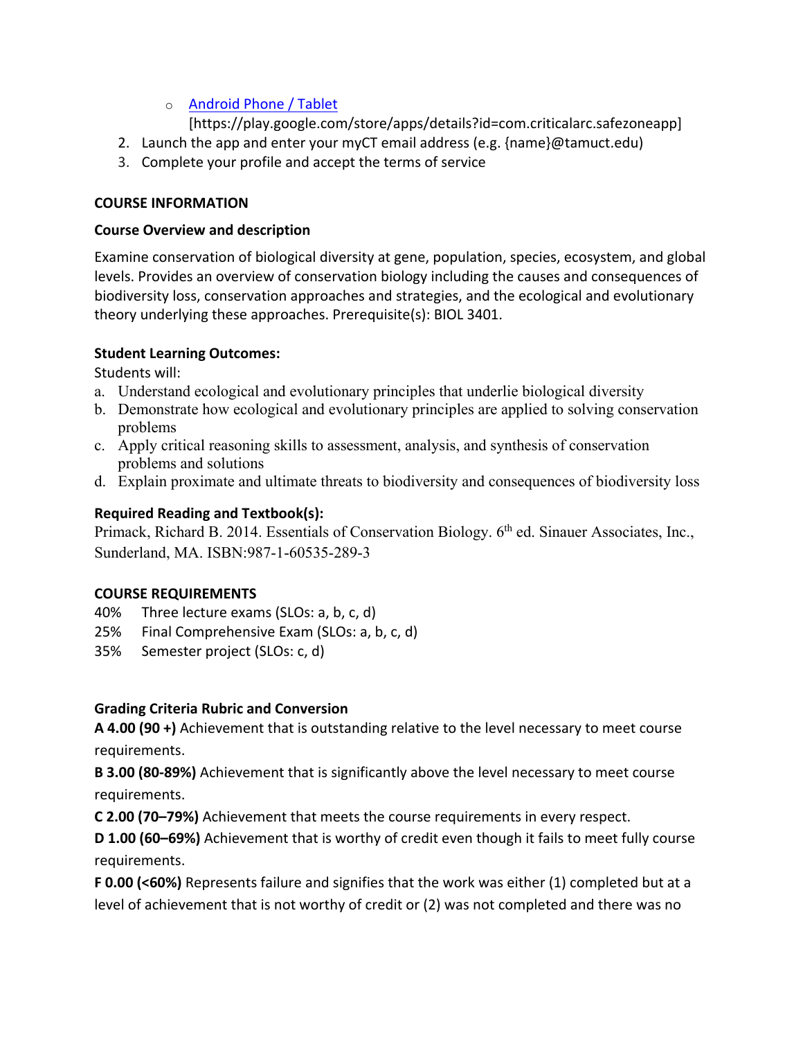- [Android Phone / Tablet](https://play.google.com/store/apps/details?id=com.criticalarc.safezoneapp)
  [https://play.google.com/store/apps/details?id=com.criticalarc.safezoneapp]

2. Launch the app and enter your myCT email address (e.g. {name}@tamuct.edu)
3. Complete your profile and accept the terms of service

## COURSE INFORMATION

### Course Overview and description

Examine conservation of biological diversity at gene, population, species, ecosystem, and global levels. Provides an overview of conservation biology including the causes and consequences of biodiversity loss, conservation approaches and strategies, and the ecological and evolutionary theory underlying these approaches. Prerequisite(s): BIOL 3401.

### Student Learning Outcomes:

Students will:

a. Understand ecological and evolutionary principles that underlie biological diversity
b. Demonstrate how ecological and evolutionary principles are applied to solving conservation problems
c. Apply critical reasoning skills to assessment, analysis, and synthesis of conservation problems and solutions
d. Explain proximate and ultimate threats to biodiversity and consequences of biodiversity loss

### Required Reading and Textbook(s):

Primack, Richard B. 2014. Essentials of Conservation Biology. 6th ed. Sinauer Associates, Inc., Sunderland, MA. ISBN:987-1-60535-289-3

## COURSE REQUIREMENTS

40% Three lecture exams (SLOs: a, b, c, d)
25% Final Comprehensive Exam (SLOs: a, b, c, d)
35% Semester project (SLOs: c, d)

### Grading Criteria Rubric and Conversion

**A 4.00 (90 +)** Achievement that is outstanding relative to the level necessary to meet course requirements.

**B 3.00 (80-89%)** Achievement that is significantly above the level necessary to meet course requirements.

**C 2.00 (70–79%)** Achievement that meets the course requirements in every respect.

**D 1.00 (60–69%)** Achievement that is worthy of credit even though it fails to meet fully course requirements.

**F 0.00 (<60%)** Represents failure and signifies that the work was either (1) completed but at a level of achievement that is not worthy of credit or (2) was not completed and there was no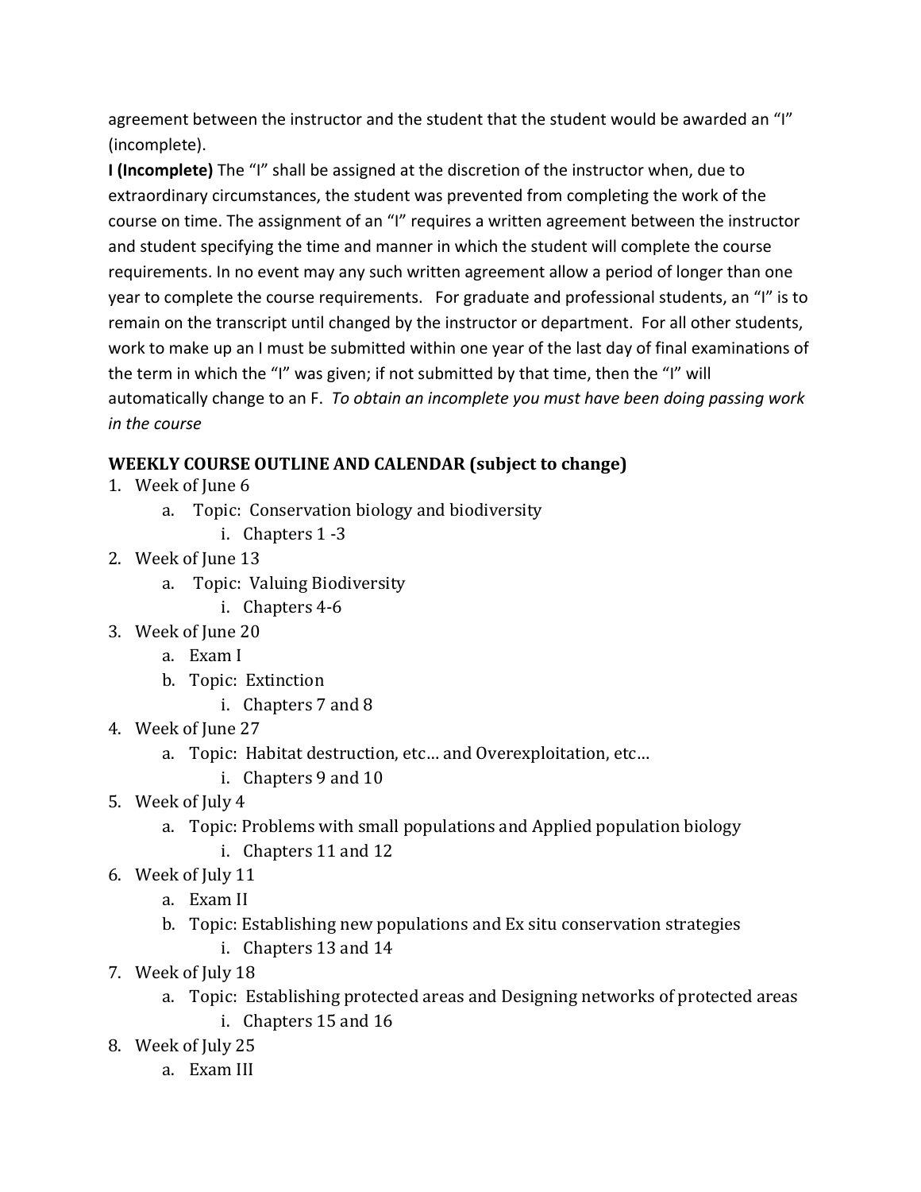agreement between the instructor and the student that the student would be awarded an "I" (incomplete).

**I (Incomplete)** The "I" shall be assigned at the discretion of the instructor when, due to extraordinary circumstances, the student was prevented from completing the work of the course on time. The assignment of an "I" requires a written agreement between the instructor and student specifying the time and manner in which the student will complete the course requirements. In no event may any such written agreement allow a period of longer than one year to complete the course requirements. For graduate and professional students, an "I" is to remain on the transcript until changed by the instructor or department. For all other students, work to make up an I must be submitted within one year of the last day of final examinations of the term in which the "I" was given; if not submitted by that time, then the "I" will automatically change to an F. *To obtain an incomplete you must have been doing passing work in the course*

### WEEKLY COURSE OUTLINE AND CALENDAR (subject to change)

1. Week of June 6
    a. Topic: Conservation biology and biodiversity
        i. Chapters 1 -3
2. Week of June 13
    a. Topic: Valuing Biodiversity
        i. Chapters 4-6
3. Week of June 20
    a. Exam I
    b. Topic: Extinction
        i. Chapters 7 and 8
4. Week of June 27
    a. Topic: Habitat destruction, etc… and Overexploitation, etc…
        i. Chapters 9 and 10
5. Week of July 4
    a. Topic: Problems with small populations and Applied population biology
        i. Chapters 11 and 12
6. Week of July 11
    a. Exam II
    b. Topic: Establishing new populations and Ex situ conservation strategies
        i. Chapters 13 and 14
7. Week of July 18
    a. Topic: Establishing protected areas and Designing networks of protected areas
        i. Chapters 15 and 16
8. Week of July 25
    a. Exam III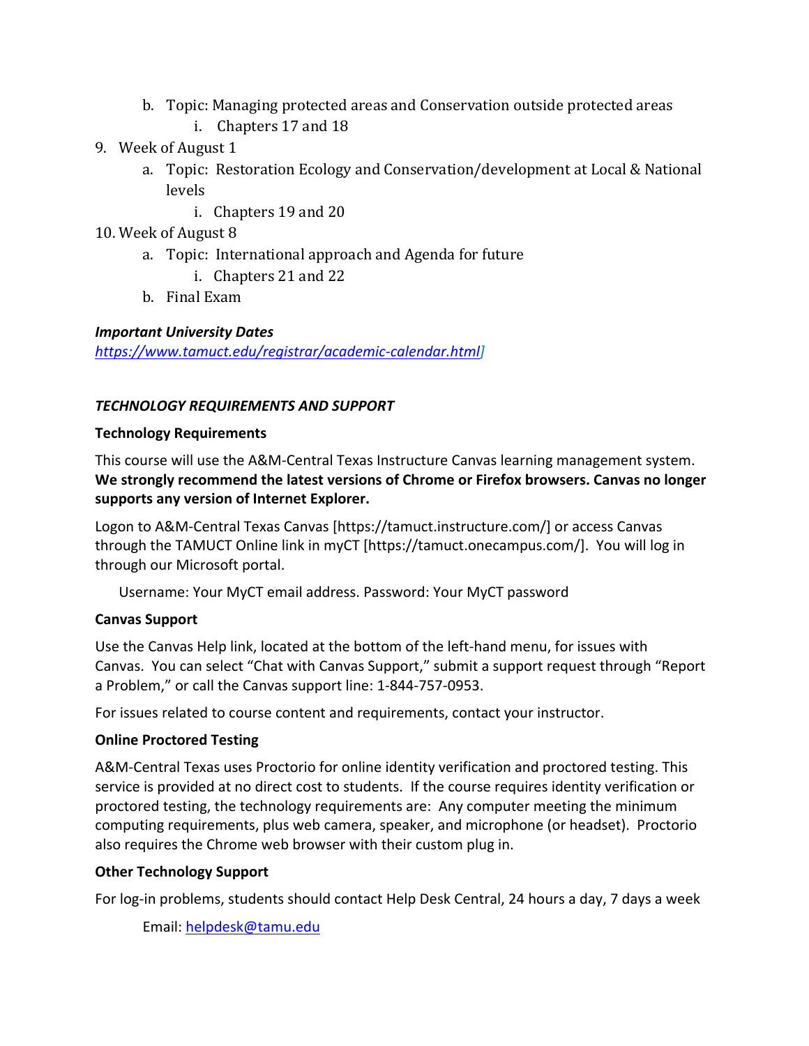b. Topic: Managing protected areas and Conservation outside protected areas
      i. Chapters 17 and 18
9. Week of August 1
   a. Topic: Restoration Ecology and Conservation/development at Local & National levels
      i. Chapters 19 and 20
10. Week of August 8
   a. Topic: International approach and Agenda for future
      i. Chapters 21 and 22
   b. Final Exam

***Important University Dates***
[https://www.tamuct.edu/registrar/academic-calendar.html](https://www.tamuct.edu/registrar/academic-calendar.html)]

***TECHNOLOGY REQUIREMENTS AND SUPPORT***

**Technology Requirements**

This course will use the A&M-Central Texas Instructure Canvas learning management system. **We strongly recommend the latest versions of Chrome or Firefox browsers. Canvas no longer supports any version of Internet Explorer.**

Logon to A&M-Central Texas Canvas [https://tamuct.instructure.com/] or access Canvas through the TAMUCT Online link in myCT [https://tamuct.onecampus.com/]. You will log in through our Microsoft portal.

Username: Your MyCT email address. Password: Your MyCT password

**Canvas Support**

Use the Canvas Help link, located at the bottom of the left-hand menu, for issues with Canvas. You can select "Chat with Canvas Support," submit a support request through "Report a Problem," or call the Canvas support line: 1-844-757-0953.

For issues related to course content and requirements, contact your instructor.

**Online Proctored Testing**

A&M-Central Texas uses Proctorio for online identity verification and proctored testing. This service is provided at no direct cost to students. If the course requires identity verification or proctored testing, the technology requirements are: Any computer meeting the minimum computing requirements, plus web camera, speaker, and microphone (or headset). Proctorio also requires the Chrome web browser with their custom plug in.

**Other Technology Support**

For log-in problems, students should contact Help Desk Central, 24 hours a day, 7 days a week

Email: [helpdesk@tamu.edu](mailto:helpdesk@tamu.edu)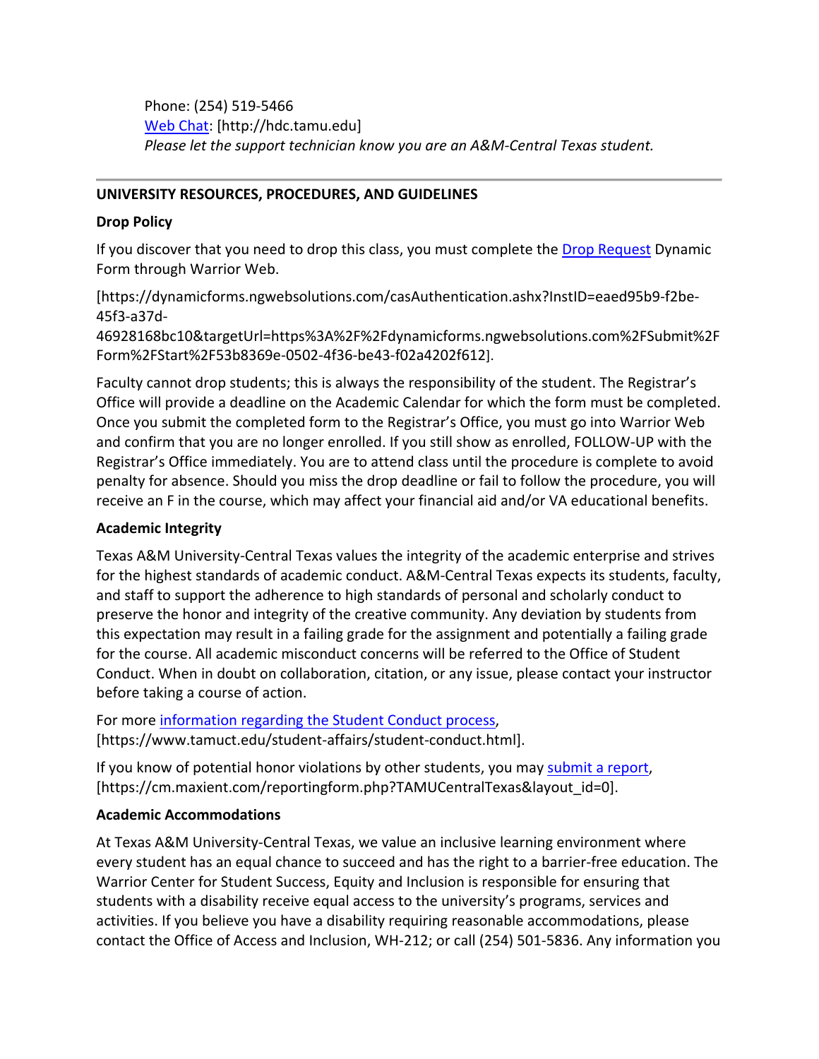Phone: (254) 519-5466
[Web Chat](http://hdc.tamu.edu): [http://hdc.tamu.edu]
*Please let the support technician know you are an A&M-Central Texas student.*

---

## UNIVERSITY RESOURCES, PROCEDURES, AND GUIDELINES

### Drop Policy

If you discover that you need to drop this class, you must complete the Drop Request Dynamic Form through Warrior Web.

[https://dynamicforms.ngwebsolutions.com/casAuthentication.ashx?InstID=eaed95b9-f2be-45f3-a37d-46928168bc10&targetUrl=https%3A%2F%2Fdynamicforms.ngwebsolutions.com%2FSubmit%2FForm%2FStart%2F53b8369e-0502-4f36-be43-f02a4202f612].

Faculty cannot drop students; this is always the responsibility of the student. The Registrar's Office will provide a deadline on the Academic Calendar for which the form must be completed. Once you submit the completed form to the Registrar's Office, you must go into Warrior Web and confirm that you are no longer enrolled. If you still show as enrolled, FOLLOW-UP with the Registrar's Office immediately. You are to attend class until the procedure is complete to avoid penalty for absence. Should you miss the drop deadline or fail to follow the procedure, you will receive an F in the course, which may affect your financial aid and/or VA educational benefits.

### Academic Integrity

Texas A&M University-Central Texas values the integrity of the academic enterprise and strives for the highest standards of academic conduct. A&M-Central Texas expects its students, faculty, and staff to support the adherence to high standards of personal and scholarly conduct to preserve the honor and integrity of the creative community. Any deviation by students from this expectation may result in a failing grade for the assignment and potentially a failing grade for the course. All academic misconduct concerns will be referred to the Office of Student Conduct. When in doubt on collaboration, citation, or any issue, please contact your instructor before taking a course of action.

For more information regarding the Student Conduct process, [https://www.tamuct.edu/student-affairs/student-conduct.html].

If you know of potential honor violations by other students, you may submit a report, [https://cm.maxient.com/reportingform.php?TAMUCentralTexas&layout_id=0].

### Academic Accommodations

At Texas A&M University-Central Texas, we value an inclusive learning environment where every student has an equal chance to succeed and has the right to a barrier-free education. The Warrior Center for Student Success, Equity and Inclusion is responsible for ensuring that students with a disability receive equal access to the university's programs, services and activities. If you believe you have a disability requiring reasonable accommodations, please contact the Office of Access and Inclusion, WH-212; or call (254) 501-5836. Any information you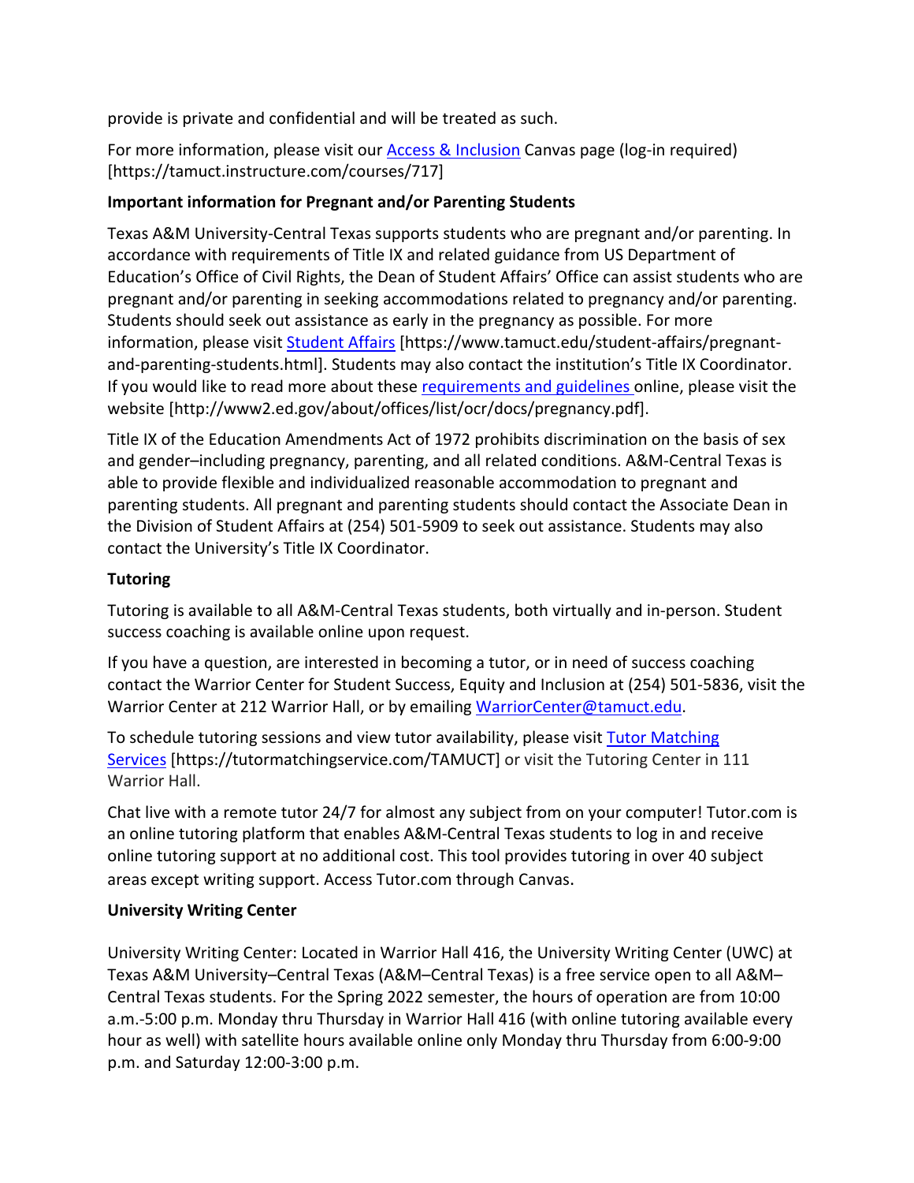provide is private and confidential and will be treated as such.

For more information, please visit our [Access & Inclusion](https://tamuct.instructure.com/courses/717) Canvas page (log-in required) [https://tamuct.instructure.com/courses/717]

**Important information for Pregnant and/or Parenting Students**

Texas A&M University-Central Texas supports students who are pregnant and/or parenting. In accordance with requirements of Title IX and related guidance from US Department of Education's Office of Civil Rights, the Dean of Student Affairs' Office can assist students who are pregnant and/or parenting in seeking accommodations related to pregnancy and/or parenting. Students should seek out assistance as early in the pregnancy as possible. For more information, please visit [Student Affairs](https://www.tamuct.edu/student-affairs/pregnant-and-parenting-students.html) [https://www.tamuct.edu/student-affairs/pregnant-and-parenting-students.html]. Students may also contact the institution's Title IX Coordinator. If you would like to read more about these [requirements and guidelines](http://www2.ed.gov/about/offices/list/ocr/docs/pregnancy.pdf) online, please visit the website [http://www2.ed.gov/about/offices/list/ocr/docs/pregnancy.pdf].

Title IX of the Education Amendments Act of 1972 prohibits discrimination on the basis of sex and gender–including pregnancy, parenting, and all related conditions. A&M-Central Texas is able to provide flexible and individualized reasonable accommodation to pregnant and parenting students. All pregnant and parenting students should contact the Associate Dean in the Division of Student Affairs at (254) 501-5909 to seek out assistance. Students may also contact the University's Title IX Coordinator.

**Tutoring**

Tutoring is available to all A&M-Central Texas students, both virtually and in-person. Student success coaching is available online upon request.

If you have a question, are interested in becoming a tutor, or in need of success coaching contact the Warrior Center for Student Success, Equity and Inclusion at (254) 501-5836, visit the Warrior Center at 212 Warrior Hall, or by emailing [WarriorCenter@tamuct.edu](mailto:WarriorCenter@tamuct.edu).

To schedule tutoring sessions and view tutor availability, please visit [Tutor Matching Services](https://tutormatchingservice.com/TAMUCT) [https://tutormatchingservice.com/TAMUCT] or visit the Tutoring Center in 111 Warrior Hall.

Chat live with a remote tutor 24/7 for almost any subject from on your computer! Tutor.com is an online tutoring platform that enables A&M-Central Texas students to log in and receive online tutoring support at no additional cost. This tool provides tutoring in over 40 subject areas except writing support. Access Tutor.com through Canvas.

**University Writing Center**

University Writing Center: Located in Warrior Hall 416, the University Writing Center (UWC) at Texas A&M University–Central Texas (A&M–Central Texas) is a free service open to all A&M–Central Texas students. For the Spring 2022 semester, the hours of operation are from 10:00 a.m.-5:00 p.m. Monday thru Thursday in Warrior Hall 416 (with online tutoring available every hour as well) with satellite hours available online only Monday thru Thursday from 6:00-9:00 p.m. and Saturday 12:00-3:00 p.m.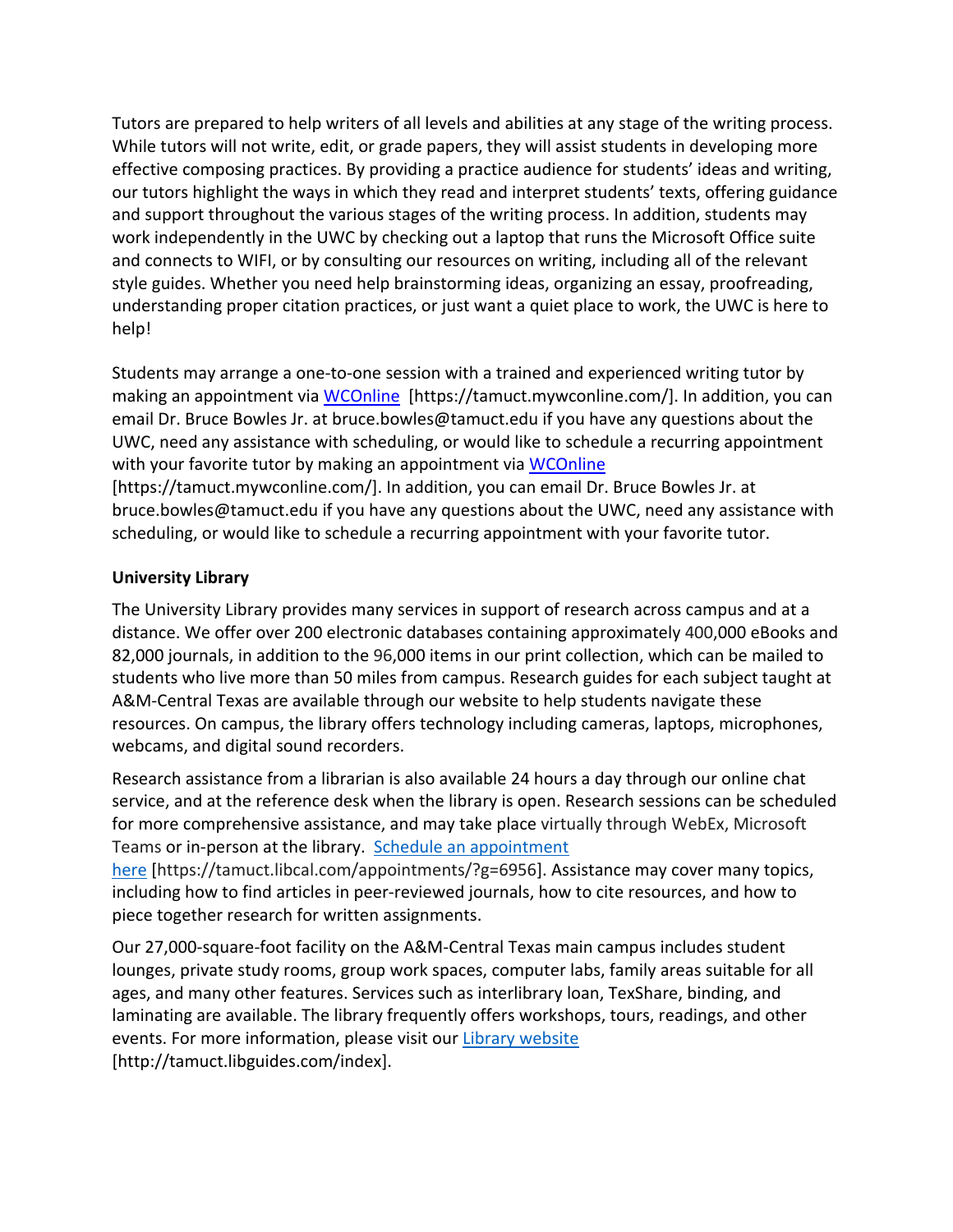Tutors are prepared to help writers of all levels and abilities at any stage of the writing process. While tutors will not write, edit, or grade papers, they will assist students in developing more effective composing practices. By providing a practice audience for students' ideas and writing, our tutors highlight the ways in which they read and interpret students' texts, offering guidance and support throughout the various stages of the writing process. In addition, students may work independently in the UWC by checking out a laptop that runs the Microsoft Office suite and connects to WIFI, or by consulting our resources on writing, including all of the relevant style guides. Whether you need help brainstorming ideas, organizing an essay, proofreading, understanding proper citation practices, or just want a quiet place to work, the UWC is here to help!

Students may arrange a one-to-one session with a trained and experienced writing tutor by making an appointment via [WCOnline](https://tamuct.mywconline.com/) [https://tamuct.mywconline.com/]. In addition, you can email Dr. Bruce Bowles Jr. at bruce.bowles@tamuct.edu if you have any questions about the UWC, need any assistance with scheduling, or would like to schedule a recurring appointment with your favorite tutor by making an appointment via [WCOnline](https://tamuct.mywconline.com/) [https://tamuct.mywconline.com/]. In addition, you can email Dr. Bruce Bowles Jr. at bruce.bowles@tamuct.edu if you have any questions about the UWC, need any assistance with scheduling, or would like to schedule a recurring appointment with your favorite tutor.

**University Library**

The University Library provides many services in support of research across campus and at a distance. We offer over 200 electronic databases containing approximately 400,000 eBooks and 82,000 journals, in addition to the 96,000 items in our print collection, which can be mailed to students who live more than 50 miles from campus. Research guides for each subject taught at A&M-Central Texas are available through our website to help students navigate these resources. On campus, the library offers technology including cameras, laptops, microphones, webcams, and digital sound recorders.

Research assistance from a librarian is also available 24 hours a day through our online chat service, and at the reference desk when the library is open. Research sessions can be scheduled for more comprehensive assistance, and may take place virtually through WebEx, Microsoft Teams or in-person at the library. [Schedule an appointment here](https://tamuct.libcal.com/appointments/?g=6956) [https://tamuct.libcal.com/appointments/?g=6956]. Assistance may cover many topics, including how to find articles in peer-reviewed journals, how to cite resources, and how to piece together research for written assignments.

Our 27,000-square-foot facility on the A&M-Central Texas main campus includes student lounges, private study rooms, group work spaces, computer labs, family areas suitable for all ages, and many other features. Services such as interlibrary loan, TexShare, binding, and laminating are available. The library frequently offers workshops, tours, readings, and other events. For more information, please visit our [Library website](http://tamuct.libguides.com/index) [http://tamuct.libguides.com/index].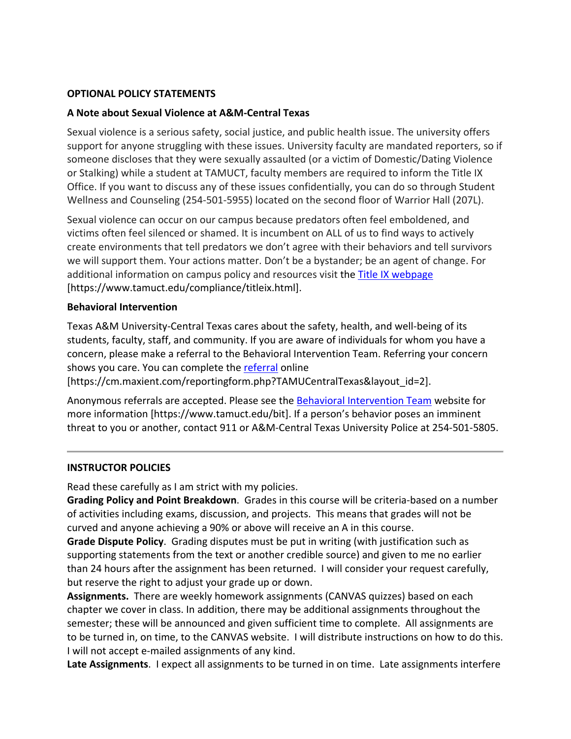**OPTIONAL POLICY STATEMENTS**

**A Note about Sexual Violence at A&M-Central Texas**

Sexual violence is a serious safety, social justice, and public health issue. The university offers support for anyone struggling with these issues. University faculty are mandated reporters, so if someone discloses that they were sexually assaulted (or a victim of Domestic/Dating Violence or Stalking) while a student at TAMUCT, faculty members are required to inform the Title IX Office. If you want to discuss any of these issues confidentially, you can do so through Student Wellness and Counseling (254-501-5955) located on the second floor of Warrior Hall (207L).

Sexual violence can occur on our campus because predators often feel emboldened, and victims often feel silenced or shamed. It is incumbent on ALL of us to find ways to actively create environments that tell predators we don't agree with their behaviors and tell survivors we will support them. Your actions matter. Don't be a bystander; be an agent of change. For additional information on campus policy and resources visit the Title IX webpage [https://www.tamuct.edu/compliance/titleix.html].

**Behavioral Intervention**

Texas A&M University-Central Texas cares about the safety, health, and well-being of its students, faculty, staff, and community. If you are aware of individuals for whom you have a concern, please make a referral to the Behavioral Intervention Team. Referring your concern shows you care. You can complete the referral online [https://cm.maxient.com/reportingform.php?TAMUCentralTexas&layout_id=2].

Anonymous referrals are accepted. Please see the Behavioral Intervention Team website for more information [https://www.tamuct.edu/bit]. If a person's behavior poses an imminent threat to you or another, contact 911 or A&M-Central Texas University Police at 254-501-5805.

---

**INSTRUCTOR POLICIES**

Read these carefully as I am strict with my policies.

**Grading Policy and Point Breakdown**. Grades in this course will be criteria-based on a number of activities including exams, discussion, and projects. This means that grades will not be curved and anyone achieving a 90% or above will receive an A in this course.

**Grade Dispute Policy**. Grading disputes must be put in writing (with justification such as supporting statements from the text or another credible source) and given to me no earlier than 24 hours after the assignment has been returned. I will consider your request carefully, but reserve the right to adjust your grade up or down.

**Assignments.** There are weekly homework assignments (CANVAS quizzes) based on each chapter we cover in class. In addition, there may be additional assignments throughout the semester; these will be announced and given sufficient time to complete. All assignments are to be turned in, on time, to the CANVAS website. I will distribute instructions on how to do this. I will not accept e-mailed assignments of any kind.

**Late Assignments**. I expect all assignments to be turned in on time. Late assignments interfere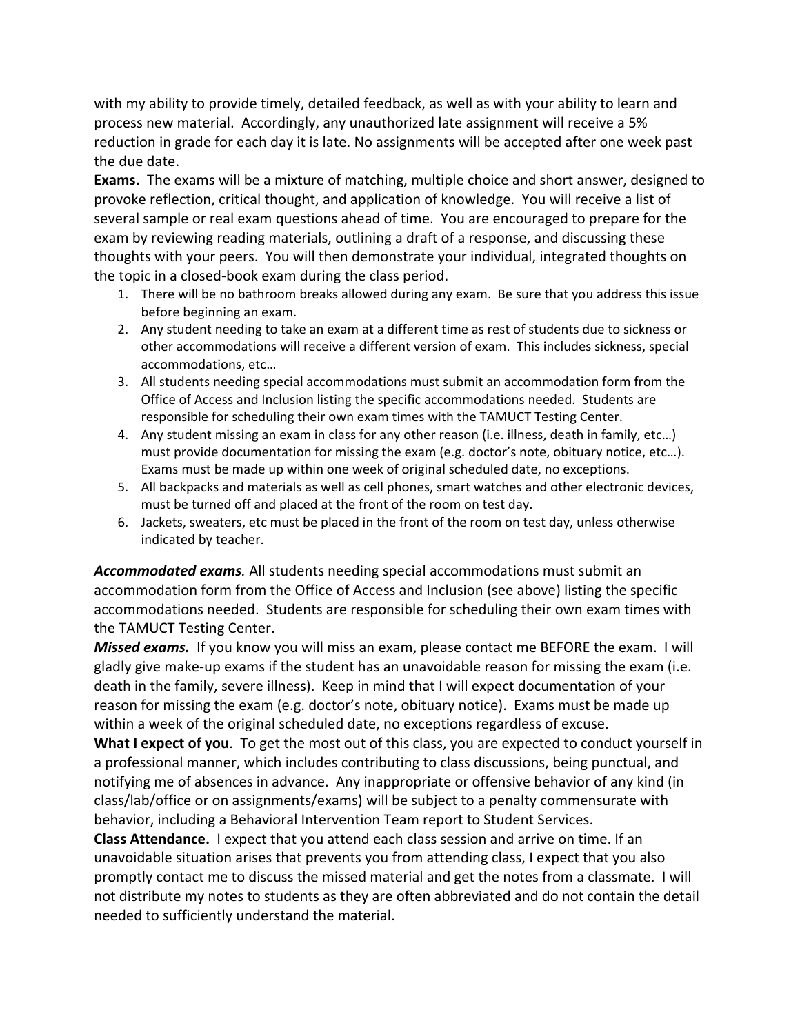with my ability to provide timely, detailed feedback, as well as with your ability to learn and process new material. Accordingly, any unauthorized late assignment will receive a 5% reduction in grade for each day it is late. No assignments will be accepted after one week past the due date.

**Exams.** The exams will be a mixture of matching, multiple choice and short answer, designed to provoke reflection, critical thought, and application of knowledge. You will receive a list of several sample or real exam questions ahead of time. You are encouraged to prepare for the exam by reviewing reading materials, outlining a draft of a response, and discussing these thoughts with your peers. You will then demonstrate your individual, integrated thoughts on the topic in a closed-book exam during the class period.

1. There will be no bathroom breaks allowed during any exam. Be sure that you address this issue before beginning an exam.
2. Any student needing to take an exam at a different time as rest of students due to sickness or other accommodations will receive a different version of exam. This includes sickness, special accommodations, etc…
3. All students needing special accommodations must submit an accommodation form from the Office of Access and Inclusion listing the specific accommodations needed. Students are responsible for scheduling their own exam times with the TAMUCT Testing Center.
4. Any student missing an exam in class for any other reason (i.e. illness, death in family, etc…) must provide documentation for missing the exam (e.g. doctor's note, obituary notice, etc…). Exams must be made up within one week of original scheduled date, no exceptions.
5. All backpacks and materials as well as cell phones, smart watches and other electronic devices, must be turned off and placed at the front of the room on test day.
6. Jackets, sweaters, etc must be placed in the front of the room on test day, unless otherwise indicated by teacher.

***Accommodated exams.*** All students needing special accommodations must submit an accommodation form from the Office of Access and Inclusion (see above) listing the specific accommodations needed. Students are responsible for scheduling their own exam times with the TAMUCT Testing Center.

***Missed exams.*** If you know you will miss an exam, please contact me BEFORE the exam. I will gladly give make-up exams if the student has an unavoidable reason for missing the exam (i.e. death in the family, severe illness). Keep in mind that I will expect documentation of your reason for missing the exam (e.g. doctor's note, obituary notice). Exams must be made up within a week of the original scheduled date, no exceptions regardless of excuse.

**What I expect of you**. To get the most out of this class, you are expected to conduct yourself in a professional manner, which includes contributing to class discussions, being punctual, and notifying me of absences in advance. Any inappropriate or offensive behavior of any kind (in class/lab/office or on assignments/exams) will be subject to a penalty commensurate with behavior, including a Behavioral Intervention Team report to Student Services.

**Class Attendance.** I expect that you attend each class session and arrive on time. If an unavoidable situation arises that prevents you from attending class, I expect that you also promptly contact me to discuss the missed material and get the notes from a classmate. I will not distribute my notes to students as they are often abbreviated and do not contain the detail needed to sufficiently understand the material.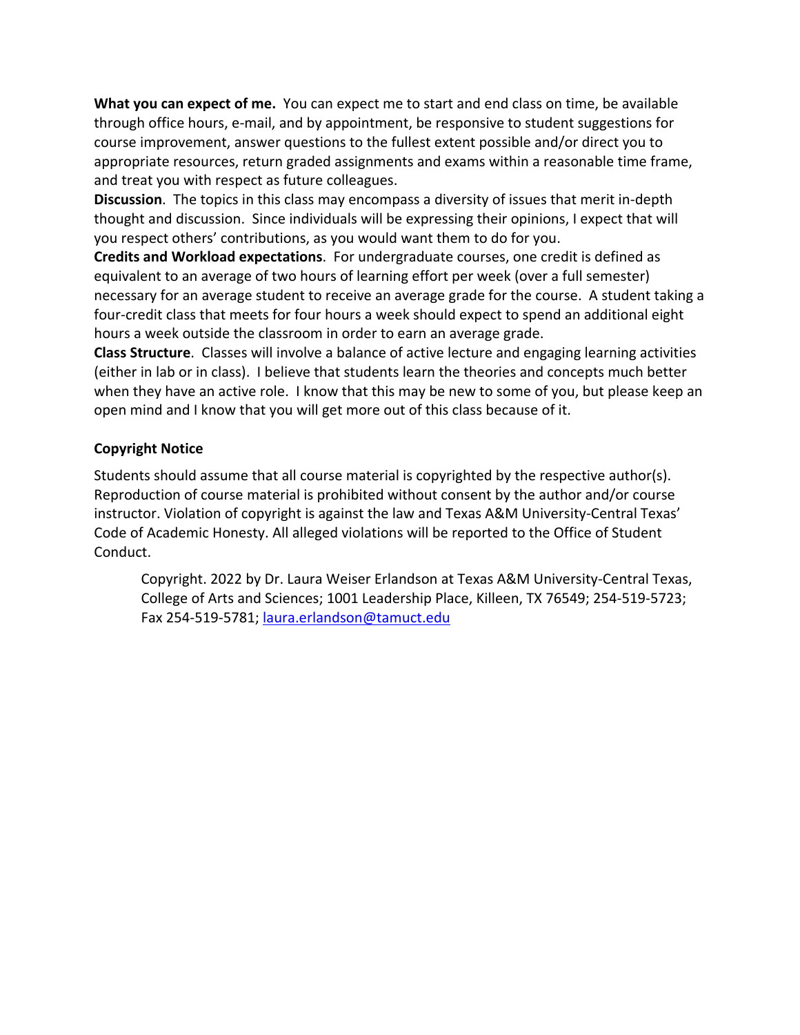**What you can expect of me.** You can expect me to start and end class on time, be available through office hours, e-mail, and by appointment, be responsive to student suggestions for course improvement, answer questions to the fullest extent possible and/or direct you to appropriate resources, return graded assignments and exams within a reasonable time frame, and treat you with respect as future colleagues.

**Discussion**. The topics in this class may encompass a diversity of issues that merit in-depth thought and discussion. Since individuals will be expressing their opinions, I expect that will you respect others' contributions, as you would want them to do for you.

**Credits and Workload expectations**. For undergraduate courses, one credit is defined as equivalent to an average of two hours of learning effort per week (over a full semester) necessary for an average student to receive an average grade for the course. A student taking a four-credit class that meets for four hours a week should expect to spend an additional eight hours a week outside the classroom in order to earn an average grade.

**Class Structure**. Classes will involve a balance of active lecture and engaging learning activities (either in lab or in class). I believe that students learn the theories and concepts much better when they have an active role. I know that this may be new to some of you, but please keep an open mind and I know that you will get more out of this class because of it.

### Copyright Notice

Students should assume that all course material is copyrighted by the respective author(s). Reproduction of course material is prohibited without consent by the author and/or course instructor. Violation of copyright is against the law and Texas A&M University-Central Texas' Code of Academic Honesty. All alleged violations will be reported to the Office of Student Conduct.

> Copyright. 2022 by Dr. Laura Weiser Erlandson at Texas A&M University-Central Texas, College of Arts and Sciences; 1001 Leadership Place, Killeen, TX 76549; 254-519-5723; Fax 254-519-5781; laura.erlandson@tamuct.edu